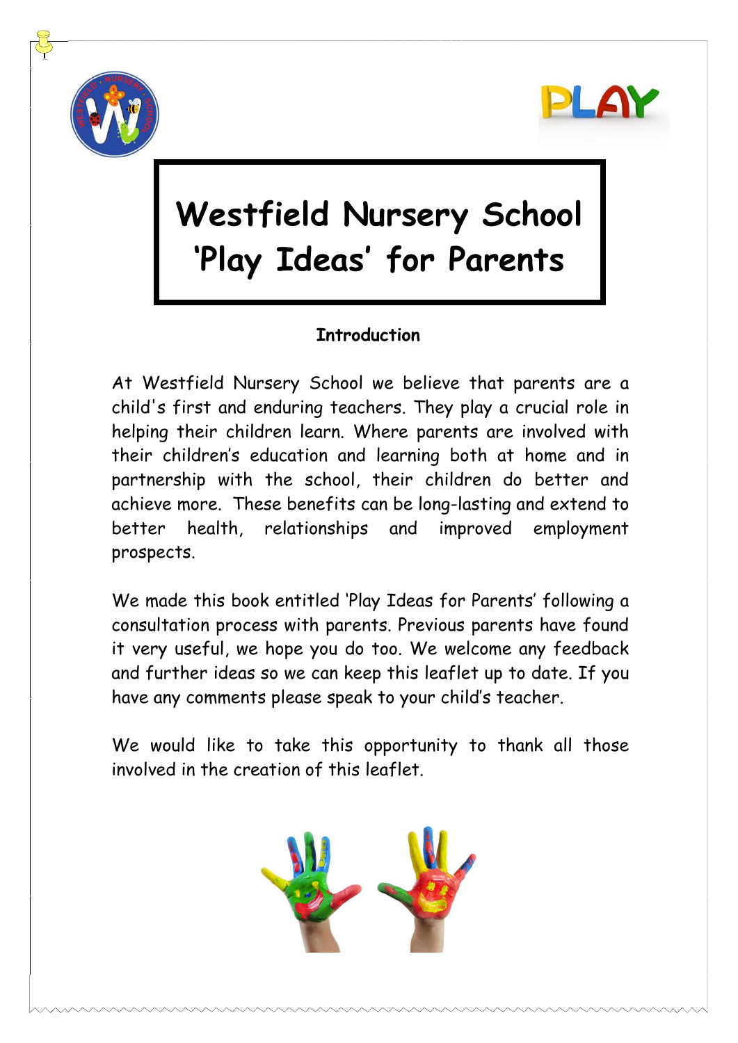# Westfield Nursery School 'Play Ideas' for Parents

## Introduction

At Westfield Nursery School we believe that parents are a child's first and enduring teachers. They play a crucial role in helping their children learn. Where parents are involved with their children's education and learning both at home and in partnership with the school, their children do better and achieve more. These benefits can be long-lasting and extend to better health, relationships and improved employment prospects.

We made this book entitled 'Play Ideas for Parents' following a consultation process with parents. Previous parents have found it very useful, we hope you do too. We welcome any feedback and further ideas so we can keep this leaflet up to date. If you have any comments please speak to your child's teacher.

We would like to take this opportunity to thank all those involved in the creation of this leaflet.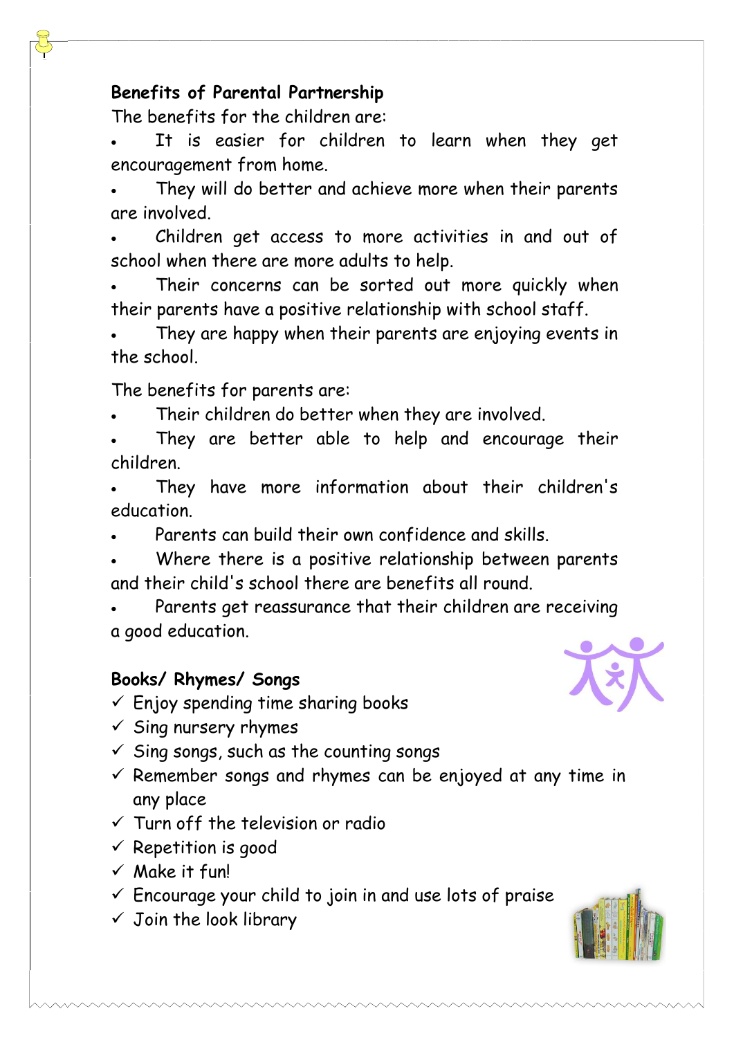**Benefits of Parental Partnership**

The benefits for the children are:

- It is easier for children to learn when they get encouragement from home.
- They will do better and achieve more when their parents are involved.
- Children get access to more activities in and out of school when there are more adults to help.
- Their concerns can be sorted out more quickly when their parents have a positive relationship with school staff.
- They are happy when their parents are enjoying events in the school.

The benefits for parents are:

- Their children do better when they are involved.
- They are better able to help and encourage their children.
- They have more information about their children's education.
- Parents can build their own confidence and skills.
- Where there is a positive relationship between parents and their child's school there are benefits all round.
- Parents get reassurance that their children are receiving a good education.

**Books/ Rhymes/ Songs**

- ✓ Enjoy spending time sharing books
- ✓ Sing nursery rhymes
- ✓ Sing songs, such as the counting songs
- ✓ Remember songs and rhymes can be enjoyed at any time in any place
- ✓ Turn off the television or radio
- ✓ Repetition is good
- ✓ Make it fun!
- ✓ Encourage your child to join in and use lots of praise
- ✓ Join the look library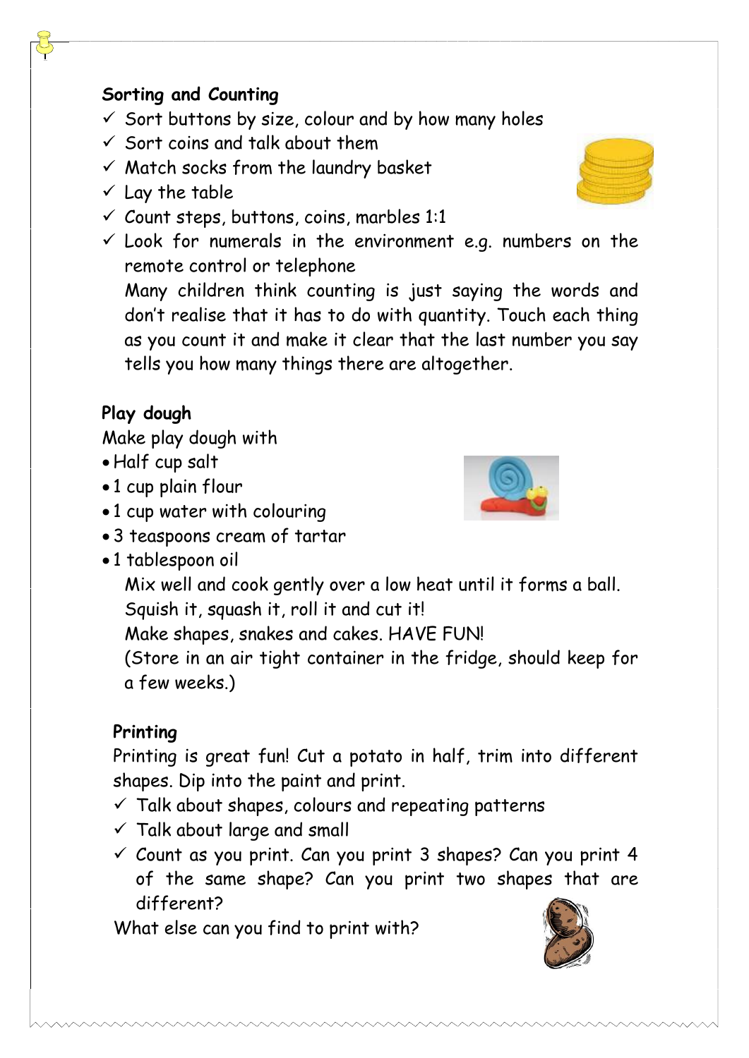## Sorting and Counting

- ✓ Sort buttons by size, colour and by how many holes
- ✓ Sort coins and talk about them
- ✓ Match socks from the laundry basket
- ✓ Lay the table
- ✓ Count steps, buttons, coins, marbles 1:1
- ✓ Look for numerals in the environment e.g. numbers on the remote control or telephone

  Many children think counting is just saying the words and don't realise that it has to do with quantity. Touch each thing as you count it and make it clear that the last number you say tells you how many things there are altogether.

## Play dough

Make play dough with

- Half cup salt
- 1 cup plain flour
- 1 cup water with colouring
- 3 teaspoons cream of tartar
- 1 tablespoon oil

Mix well and cook gently over a low heat until it forms a ball.
Squish it, squash it, roll it and cut it!
Make shapes, snakes and cakes. HAVE FUN!
(Store in an air tight container in the fridge, should keep for a few weeks.)

## Printing

Printing is great fun! Cut a potato in half, trim into different shapes. Dip into the paint and print.

- ✓ Talk about shapes, colours and repeating patterns
- ✓ Talk about large and small
- ✓ Count as you print. Can you print 3 shapes? Can you print 4 of the same shape? Can you print two shapes that are different?

What else can you find to print with?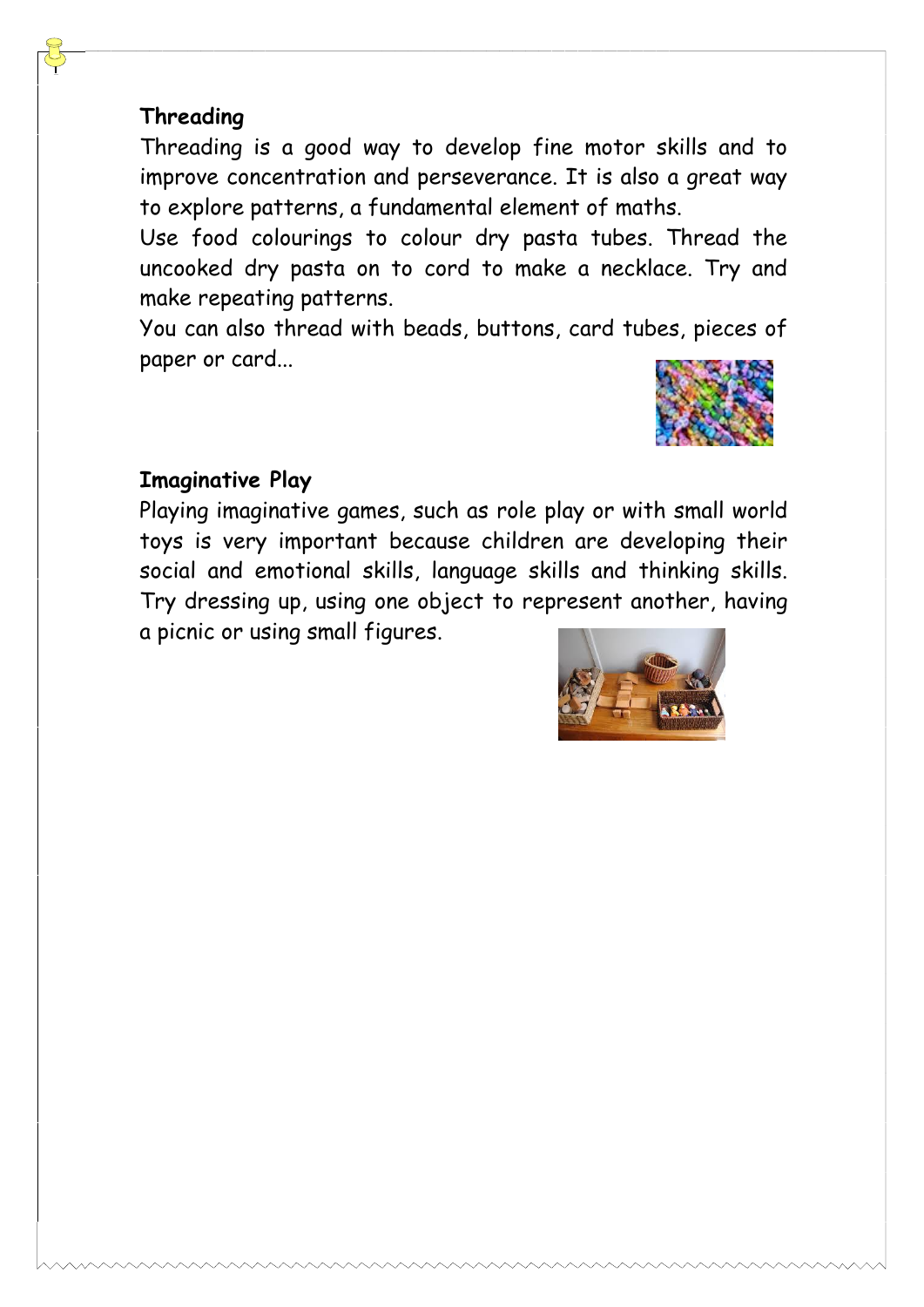**Threading**

Threading is a good way to develop fine motor skills and to improve concentration and perseverance. It is also a great way to explore patterns, a fundamental element of maths.

Use food colourings to colour dry pasta tubes. Thread the uncooked dry pasta on to cord to make a necklace. Try and make repeating patterns.

You can also thread with beads, buttons, card tubes, pieces of paper or card...

**Imaginative Play**

Playing imaginative games, such as role play or with small world toys is very important because children are developing their social and emotional skills, language skills and thinking skills. Try dressing up, using one object to represent another, having a picnic or using small figures.